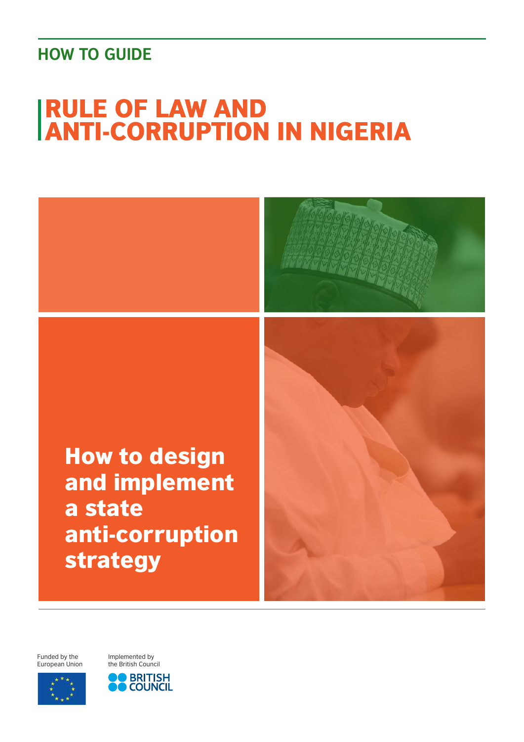HOW TO GUIDE

# RULE OF LAW AND ANTI-CORRUPTION IN NIGERIA

## How to design and implement a state anti-corruption strategy

Funded by the European Union

Implemented by the British Council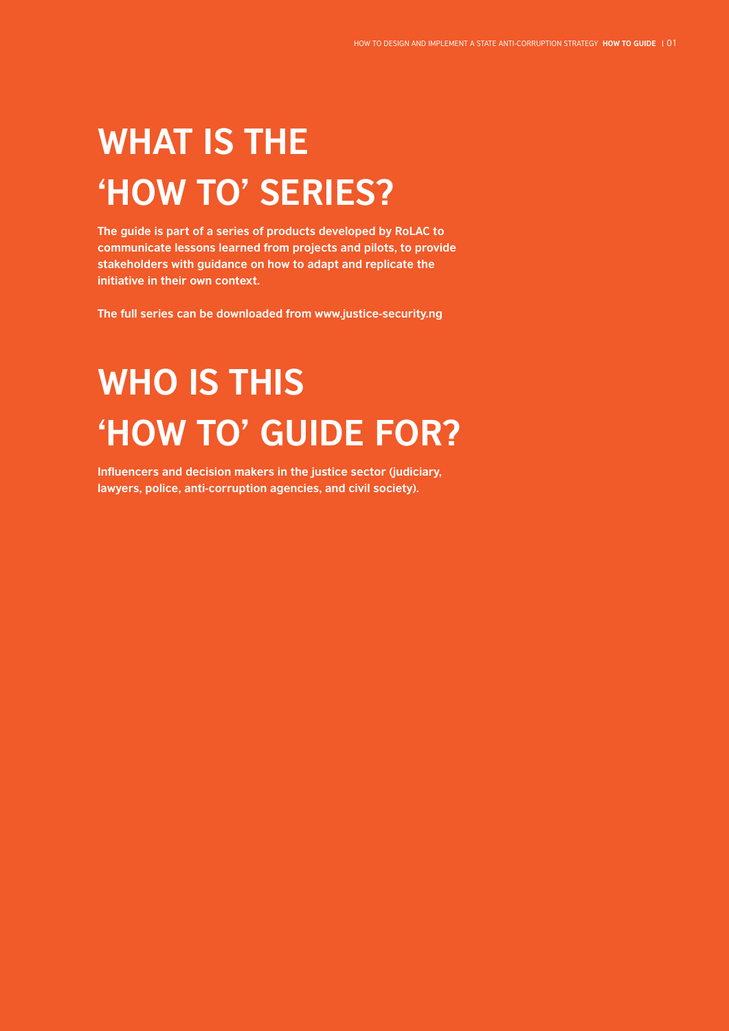# WHAT IS THE 'HOW TO' SERIES?

**The guide is part of a series of products developed by RoLAC to communicate lessons learned from projects and pilots, to provide stakeholders with guidance on how to adapt and replicate the initiative in their own context.**

**The full series can be downloaded from www.justice-security.ng**

# WHO IS THIS 'HOW TO' GUIDE FOR?

**Influencers and decision makers in the justice sector (judiciary, lawyers, police, anti-corruption agencies, and civil society).**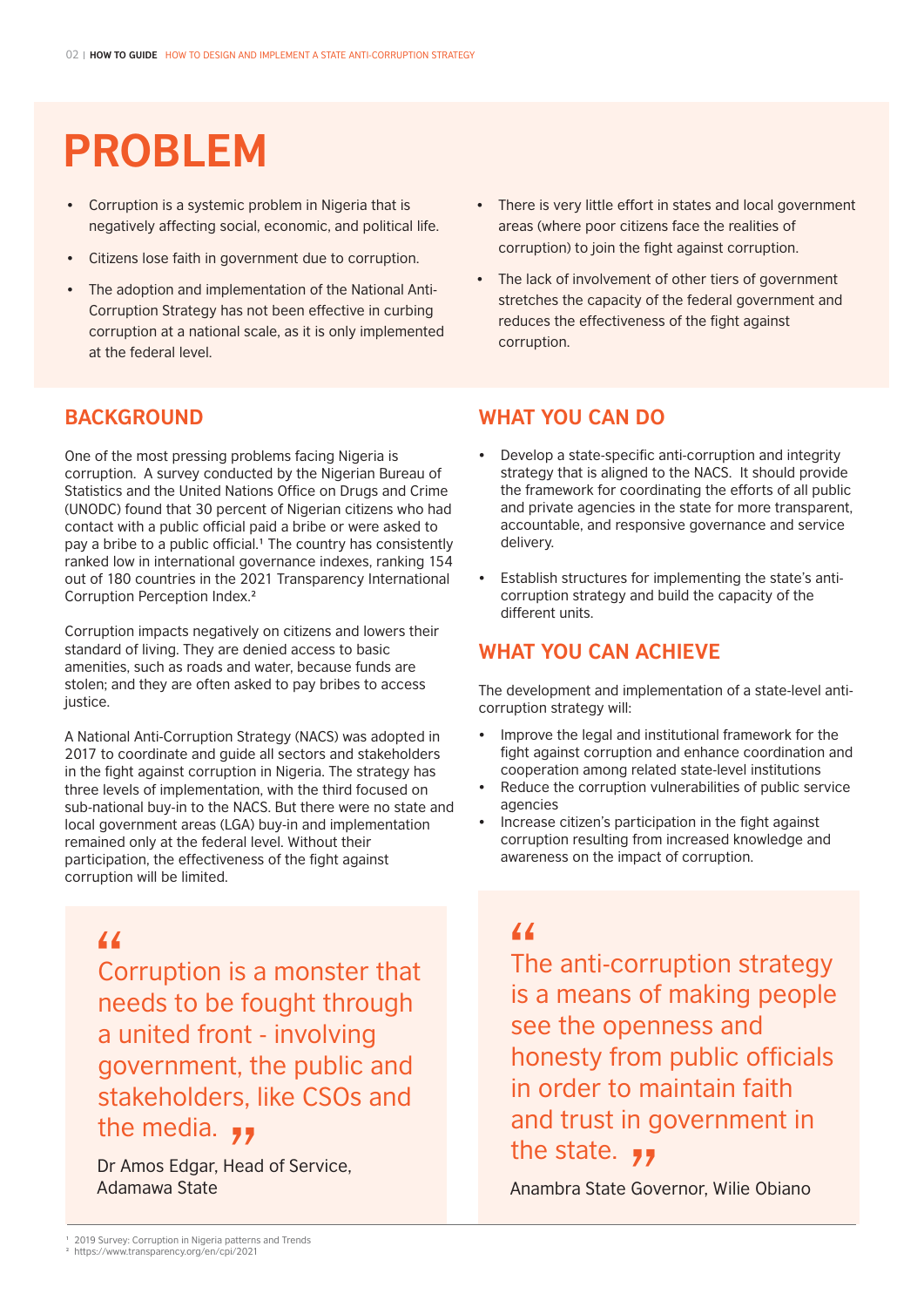# PROBLEM

- Corruption is a systemic problem in Nigeria that is negatively affecting social, economic, and political life.
- Citizens lose faith in government due to corruption.
- The adoption and implementation of the National Anti-Corruption Strategy has not been effective in curbing corruption at a national scale, as it is only implemented at the federal level.
- There is very little effort in states and local government areas (where poor citizens face the realities of corruption) to join the fight against corruption.
- The lack of involvement of other tiers of government stretches the capacity of the federal government and reduces the effectiveness of the fight against corruption.

## BACKGROUND

One of the most pressing problems facing Nigeria is corruption. A survey conducted by the Nigerian Bureau of Statistics and the United Nations Office on Drugs and Crime (UNODC) found that 30 percent of Nigerian citizens who had contact with a public official paid a bribe or were asked to pay a bribe to a public official.[1] The country has consistently ranked low in international governance indexes, ranking 154 out of 180 countries in the 2021 Transparency International Corruption Perception Index.[2]

Corruption impacts negatively on citizens and lowers their standard of living. They are denied access to basic amenities, such as roads and water, because funds are stolen; and they are often asked to pay bribes to access justice.

A National Anti-Corruption Strategy (NACS) was adopted in 2017 to coordinate and guide all sectors and stakeholders in the fight against corruption in Nigeria. The strategy has three levels of implementation, with the third focused on sub-national buy-in to the NACS. But there were no state and local government areas (LGA) buy-in and implementation remained only at the federal level. Without their participation, the effectiveness of the fight against corruption will be limited.

> "Corruption is a monster that needs to be fought through a united front - involving government, the public and stakeholders, like CSOs and the media."
>
> Dr Amos Edgar, Head of Service, Adamawa State

## WHAT YOU CAN DO

- Develop a state-specific anti-corruption and integrity strategy that is aligned to the NACS. It should provide the framework for coordinating the efforts of all public and private agencies in the state for more transparent, accountable, and responsive governance and service delivery.
- Establish structures for implementing the state's anti-corruption strategy and build the capacity of the different units.

## WHAT YOU CAN ACHIEVE

The development and implementation of a state-level anti-corruption strategy will:

- Improve the legal and institutional framework for the fight against corruption and enhance coordination and cooperation among related state-level institutions
- Reduce the corruption vulnerabilities of public service agencies
- Increase citizen's participation in the fight against corruption resulting from increased knowledge and awareness on the impact of corruption.

> "The anti-corruption strategy is a means of making people see the openness and honesty from public officials in order to maintain faith and trust in government in the state."
>
> Anambra State Governor, Wilie Obiano

[1] 2019 Survey: Corruption in Nigeria patterns and Trends
[2] https://www.transparency.org/en/cpi/2021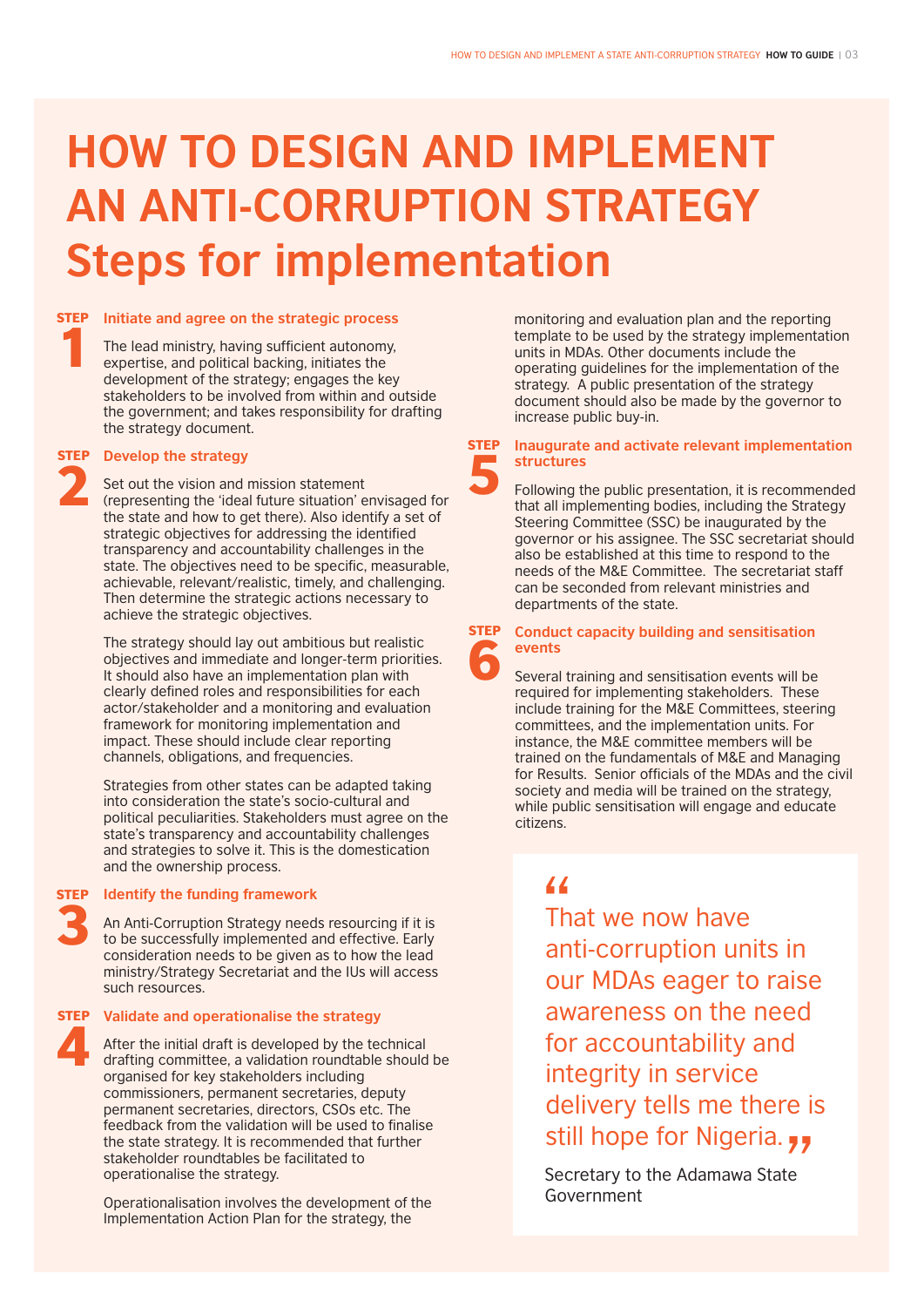# HOW TO DESIGN AND IMPLEMENT AN ANTI-CORRUPTION STRATEGY Steps for implementation

### STEP 1 Initiate and agree on the strategic process

The lead ministry, having sufficient autonomy, expertise, and political backing, initiates the development of the strategy; engages the key stakeholders to be involved from within and outside the government; and takes responsibility for drafting the strategy document.

### STEP 2 Develop the strategy

Set out the vision and mission statement (representing the 'ideal future situation' envisaged for the state and how to get there). Also identify a set of strategic objectives for addressing the identified transparency and accountability challenges in the state. The objectives need to be specific, measurable, achievable, relevant/realistic, timely, and challenging. Then determine the strategic actions necessary to achieve the strategic objectives.

The strategy should lay out ambitious but realistic objectives and immediate and longer-term priorities. It should also have an implementation plan with clearly defined roles and responsibilities for each actor/stakeholder and a monitoring and evaluation framework for monitoring implementation and impact. These should include clear reporting channels, obligations, and frequencies.

Strategies from other states can be adapted taking into consideration the state's socio-cultural and political peculiarities. Stakeholders must agree on the state's transparency and accountability challenges and strategies to solve it. This is the domestication and the ownership process.

### STEP 3 Identify the funding framework

An Anti-Corruption Strategy needs resourcing if it is to be successfully implemented and effective. Early consideration needs to be given as to how the lead ministry/Strategy Secretariat and the IUs will access such resources.

### STEP 4 Validate and operationalise the strategy

After the initial draft is developed by the technical drafting committee, a validation roundtable should be organised for key stakeholders including commissioners, permanent secretaries, deputy permanent secretaries, directors, CSOs etc. The feedback from the validation will be used to finalise the state strategy. It is recommended that further stakeholder roundtables be facilitated to operationalise the strategy.

Operationalisation involves the development of the Implementation Action Plan for the strategy, the monitoring and evaluation plan and the reporting template to be used by the strategy implementation units in MDAs. Other documents include the operating guidelines for the implementation of the strategy. A public presentation of the strategy document should also be made by the governor to increase public buy-in.

### STEP 5 Inaugurate and activate relevant implementation structures

Following the public presentation, it is recommended that all implementing bodies, including the Strategy Steering Committee (SSC) be inaugurated by the governor or his assignee. The SSC secretariat should also be established at this time to respond to the needs of the M&E Committee. The secretariat staff can be seconded from relevant ministries and departments of the state.

### STEP 6 Conduct capacity building and sensitisation events

Several training and sensitisation events will be required for implementing stakeholders. These include training for the M&E Committees, steering committees, and the implementation units. For instance, the M&E committee members will be trained on the fundamentals of M&E and Managing for Results. Senior officials of the MDAs and the civil society and media will be trained on the strategy, while public sensitisation will engage and educate citizens.

> "That we now have anti-corruption units in our MDAs eager to raise awareness on the need for accountability and integrity in service delivery tells me there is still hope for Nigeria."
>
> Secretary to the Adamawa State Government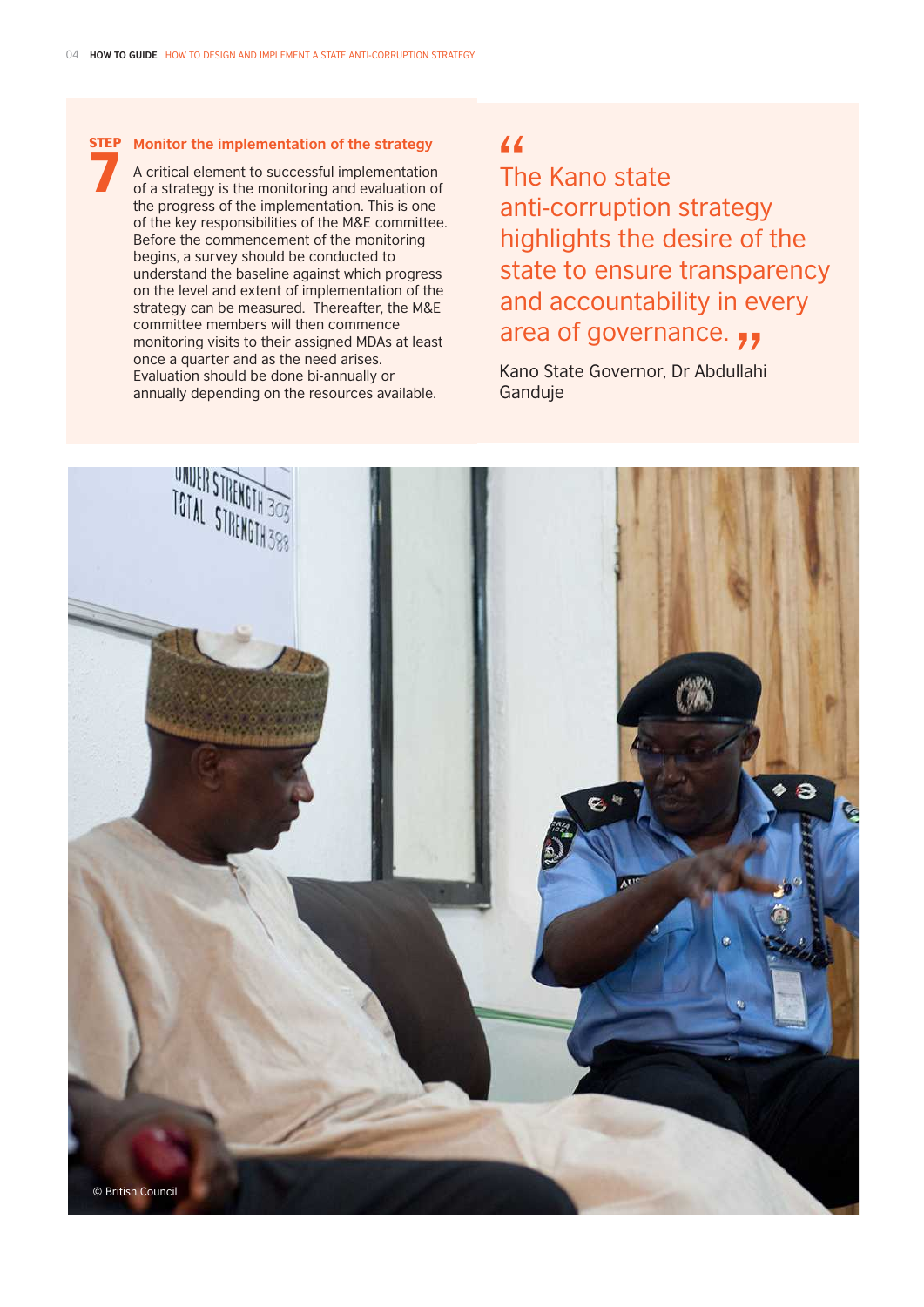## STEP 7 Monitor the implementation of the strategy

A critical element to successful implementation of a strategy is the monitoring and evaluation of the progress of the implementation. This is one of the key responsibilities of the M&E committee. Before the commencement of the monitoring begins, a survey should be conducted to understand the baseline against which progress on the level and extent of implementation of the strategy can be measured. Thereafter, the M&E committee members will then commence monitoring visits to their assigned MDAs at least once a quarter and as the need arises. Evaluation should be done bi-annually or annually depending on the resources available.

> "The Kano state anti-corruption strategy highlights the desire of the state to ensure transparency and accountability in every area of governance."
>
> Kano State Governor, Dr Abdullahi Ganduje

© British Council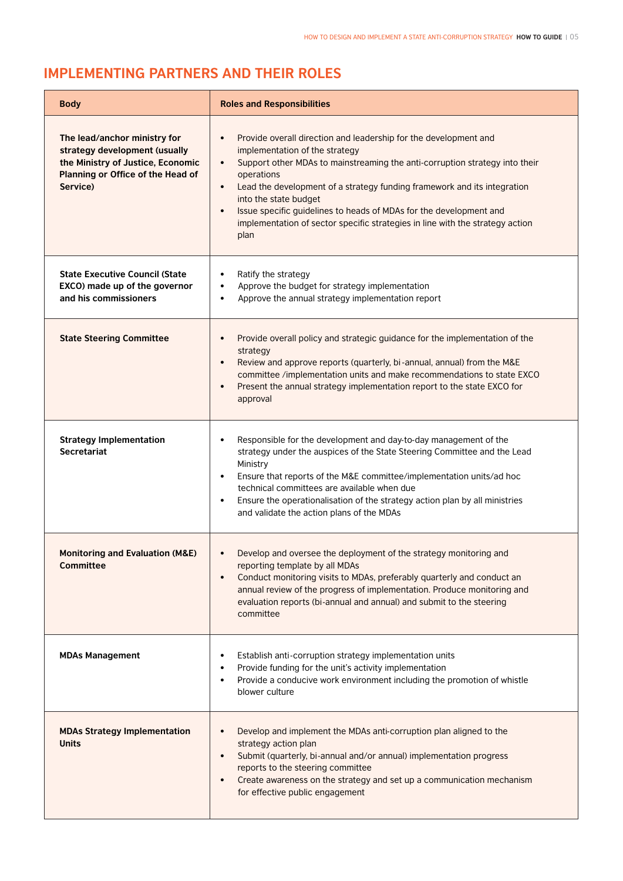## IMPLEMENTING PARTNERS AND THEIR ROLES

| Body | Roles and Responsibilities |
|---|---|
| **The lead/anchor ministry for strategy development (usually the Ministry of Justice, Economic Planning or Office of the Head of Service)** | • Provide overall direction and leadership for the development and implementation of the strategy<br>• Support other MDAs to mainstreaming the anti-corruption strategy into their operations<br>• Lead the development of a strategy funding framework and its integration into the state budget<br>• Issue specific guidelines to heads of MDAs for the development and implementation of sector specific strategies in line with the strategy action plan |
| **State Executive Council (State EXCO) made up of the governor and his commissioners** | • Ratify the strategy<br>• Approve the budget for strategy implementation<br>• Approve the annual strategy implementation report |
| **State Steering Committee** | • Provide overall policy and strategic guidance for the implementation of the strategy<br>• Review and approve reports (quarterly, bi-annual, annual) from the M&E committee /implementation units and make recommendations to state EXCO<br>• Present the annual strategy implementation report to the state EXCO for approval |
| **Strategy Implementation Secretariat** | • Responsible for the development and day-to-day management of the strategy under the auspices of the State Steering Committee and the Lead Ministry<br>• Ensure that reports of the M&E committee/implementation units/ad hoc technical committees are available when due<br>• Ensure the operationalisation of the strategy action plan by all ministries and validate the action plans of the MDAs |
| **Monitoring and Evaluation (M&E) Committee** | • Develop and oversee the deployment of the strategy monitoring and reporting template by all MDAs<br>• Conduct monitoring visits to MDAs, preferably quarterly and conduct an annual review of the progress of implementation. Produce monitoring and evaluation reports (bi-annual and annual) and submit to the steering committee |
| **MDAs Management** | • Establish anti-corruption strategy implementation units<br>• Provide funding for the unit's activity implementation<br>• Provide a conducive work environment including the promotion of whistle blower culture |
| **MDAs Strategy Implementation Units** | • Develop and implement the MDAs anti-corruption plan aligned to the strategy action plan<br>• Submit (quarterly, bi-annual and/or annual) implementation progress reports to the steering committee<br>• Create awareness on the strategy and set up a communication mechanism for effective public engagement |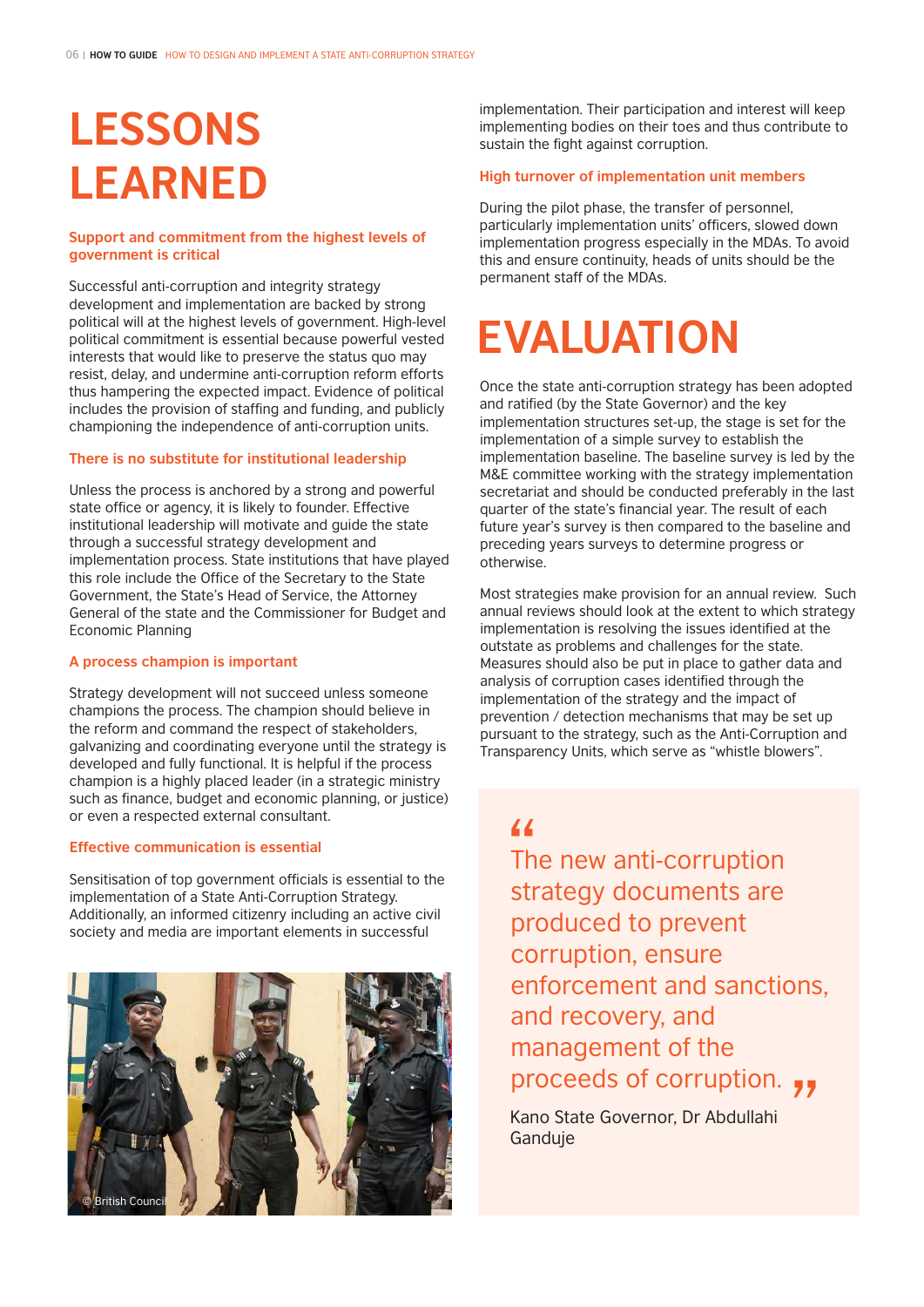# LESSONS LEARNED

### Support and commitment from the highest levels of government is critical

Successful anti-corruption and integrity strategy development and implementation are backed by strong political will at the highest levels of government. High-level political commitment is essential because powerful vested interests that would like to preserve the status quo may resist, delay, and undermine anti-corruption reform efforts thus hampering the expected impact. Evidence of political includes the provision of staffing and funding, and publicly championing the independence of anti-corruption units.

### There is no substitute for institutional leadership

Unless the process is anchored by a strong and powerful state office or agency, it is likely to founder. Effective institutional leadership will motivate and guide the state through a successful strategy development and implementation process. State institutions that have played this role include the Office of the Secretary to the State Government, the State's Head of Service, the Attorney General of the state and the Commissioner for Budget and Economic Planning

### A process champion is important

Strategy development will not succeed unless someone champions the process. The champion should believe in the reform and command the respect of stakeholders, galvanizing and coordinating everyone until the strategy is developed and fully functional. It is helpful if the process champion is a highly placed leader (in a strategic ministry such as finance, budget and economic planning, or justice) or even a respected external consultant.

### Effective communication is essential

Sensitisation of top government officials is essential to the implementation of a State Anti-Corruption Strategy. Additionally, an informed citizenry including an active civil society and media are important elements in successful implementation. Their participation and interest will keep implementing bodies on their toes and thus contribute to sustain the fight against corruption.

© British Council

### High turnover of implementation unit members

During the pilot phase, the transfer of personnel, particularly implementation units' officers, slowed down implementation progress especially in the MDAs. To avoid this and ensure continuity, heads of units should be the permanent staff of the MDAs.

# EVALUATION

Once the state anti-corruption strategy has been adopted and ratified (by the State Governor) and the key implementation structures set-up, the stage is set for the implementation of a simple survey to establish the implementation baseline. The baseline survey is led by the M&E committee working with the strategy implementation secretariat and should be conducted preferably in the last quarter of the state's financial year. The result of each future year's survey is then compared to the baseline and preceding years surveys to determine progress or otherwise.

Most strategies make provision for an annual review. Such annual reviews should look at the extent to which strategy implementation is resolving the issues identified at the outstate as problems and challenges for the state. Measures should also be put in place to gather data and analysis of corruption cases identified through the implementation of the strategy and the impact of prevention / detection mechanisms that may be set up pursuant to the strategy, such as the Anti-Corruption and Transparency Units, which serve as "whistle blowers".

> "The new anti-corruption strategy documents are produced to prevent corruption, ensure enforcement and sanctions, and recovery, and management of the proceeds of corruption."
>
> Kano State Governor, Dr Abdullahi Ganduje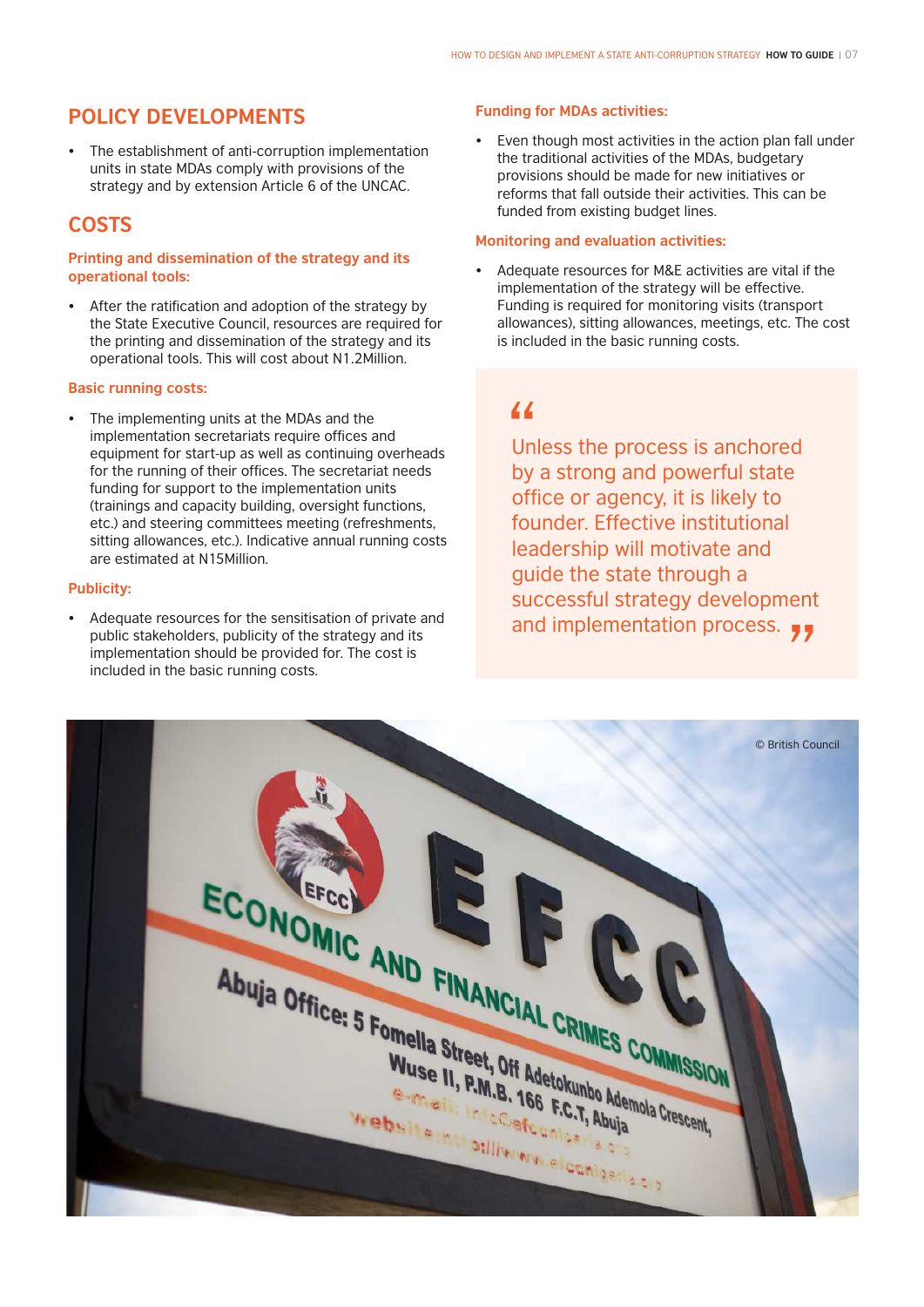## POLICY DEVELOPMENTS

- The establishment of anti-corruption implementation units in state MDAs comply with provisions of the strategy and by extension Article 6 of the UNCAC.

## COSTS

### Printing and dissemination of the strategy and its operational tools:

- After the ratification and adoption of the strategy by the State Executive Council, resources are required for the printing and dissemination of the strategy and its operational tools. This will cost about N1.2Million.

### Basic running costs:

- The implementing units at the MDAs and the implementation secretariats require offices and equipment for start-up as well as continuing overheads for the running of their offices. The secretariat needs funding for support to the implementation units (trainings and capacity building, oversight functions, etc.) and steering committees meeting (refreshments, sitting allowances, etc.). Indicative annual running costs are estimated at N15Million.

### Publicity:

- Adequate resources for the sensitisation of private and public stakeholders, publicity of the strategy and its implementation should be provided for. The cost is included in the basic running costs.

### Funding for MDAs activities:

- Even though most activities in the action plan fall under the traditional activities of the MDAs, budgetary provisions should be made for new initiatives or reforms that fall outside their activities. This can be funded from existing budget lines.

### Monitoring and evaluation activities:

- Adequate resources for M&E activities are vital if the implementation of the strategy will be effective. Funding is required for monitoring visits (transport allowances), sitting allowances, meetings, etc. The cost is included in the basic running costs.

> "Unless the process is anchored by a strong and powerful state office or agency, it is likely to founder. Effective institutional leadership will motivate and guide the state through a successful strategy development and implementation process."

© British Council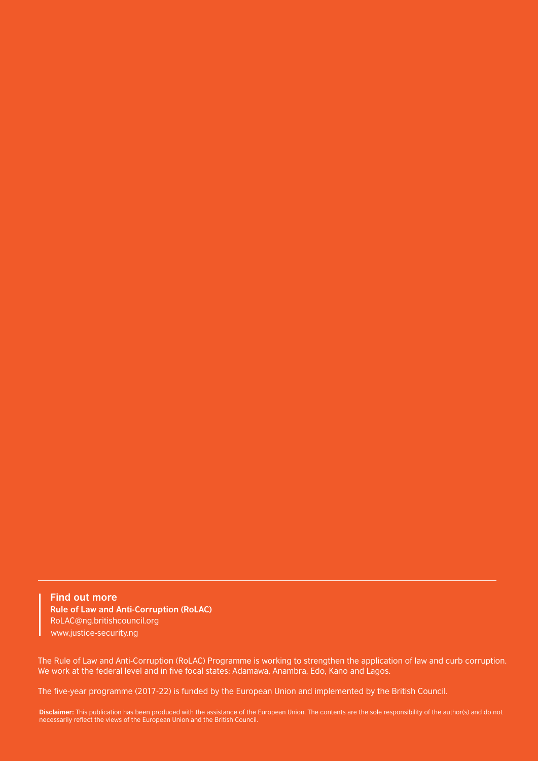**Find out more**

**Rule of Law and Anti-Corruption (RoLAC)**

RoLAC@ng.britishcouncil.org

www.justice-security.ng

The Rule of Law and Anti-Corruption (RoLAC) Programme is working to strengthen the application of law and curb corruption. We work at the federal level and in five focal states: Adamawa, Anambra, Edo, Kano and Lagos.

The five-year programme (2017-22) is funded by the European Union and implemented by the British Council.

**Disclaimer:** This publication has been produced with the assistance of the European Union. The contents are the sole responsibility of the author(s) and do not necessarily reflect the views of the European Union and the British Council.